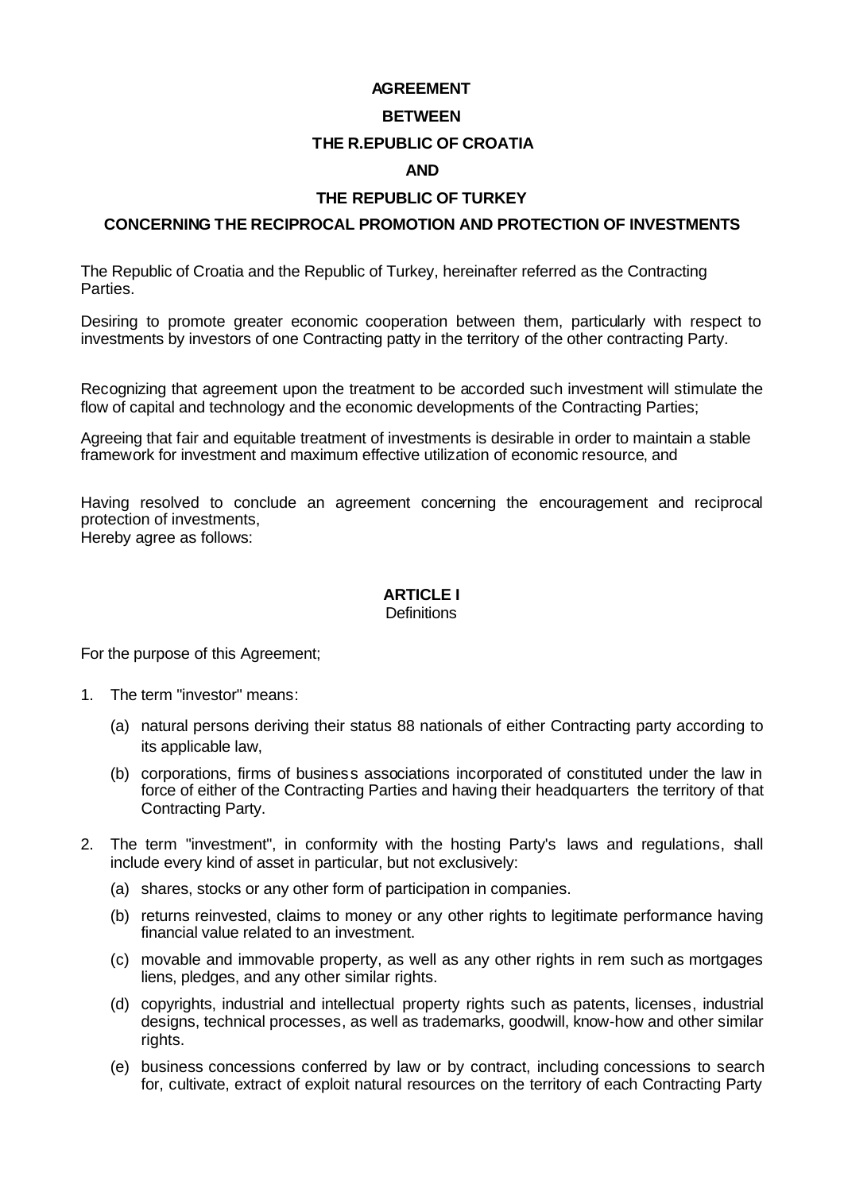**AGREEMENT**

**BETWEEN**

**THE R.EPUBLIC OF CROATIA**

**AND**

**THE REPUBLIC OF TURKEY**

**CONCERNING THE RECIPROCAL PROMOTION AND PROTECTION OF INVESTMENTS**

The Republic of Croatia and the Republic of Turkey, hereinafter referred as the Contracting Parties.

Desiring to promote greater economic cooperation between them, particularly with respect to investments by investors of one Contracting patty in the territory of the other contracting Party.

Recognizing that agreement upon the treatment to be accorded such investment will stimulate the flow of capital and technology and the economic developments of the Contracting Parties;

Agreeing that fair and equitable treatment of investments is desirable in order to maintain a stable framework for investment and maximum effective utilization of economic resource, and

Having resolved to conclude an agreement concerning the encouragement and reciprocal protection of investments,
Hereby agree as follows:

**ARTICLE I**
Definitions

For the purpose of this Agreement;

1. The term "investor" means:
   (a) natural persons deriving their status 88 nationals of either Contracting party according to its applicable law,
   (b) corporations, firms of business associations incorporated of constituted under the law in force of either of the Contracting Parties and having their headquarters the territory of that Contracting Party.
2. The term "investment", in conformity with the hosting Party's laws and regulations, shall include every kind of asset in particular, but not exclusively:
   (a) shares, stocks or any other form of participation in companies.
   (b) returns reinvested, claims to money or any other rights to legitimate performance having financial value related to an investment.
   (c) movable and immovable property, as well as any other rights in rem such as mortgages liens, pledges, and any other similar rights.
   (d) copyrights, industrial and intellectual property rights such as patents, licenses, industrial designs, technical processes, as well as trademarks, goodwill, know-how and other similar rights.
   (e) business concessions conferred by law or by contract, including concessions to search for, cultivate, extract of exploit natural resources on the territory of each Contracting Party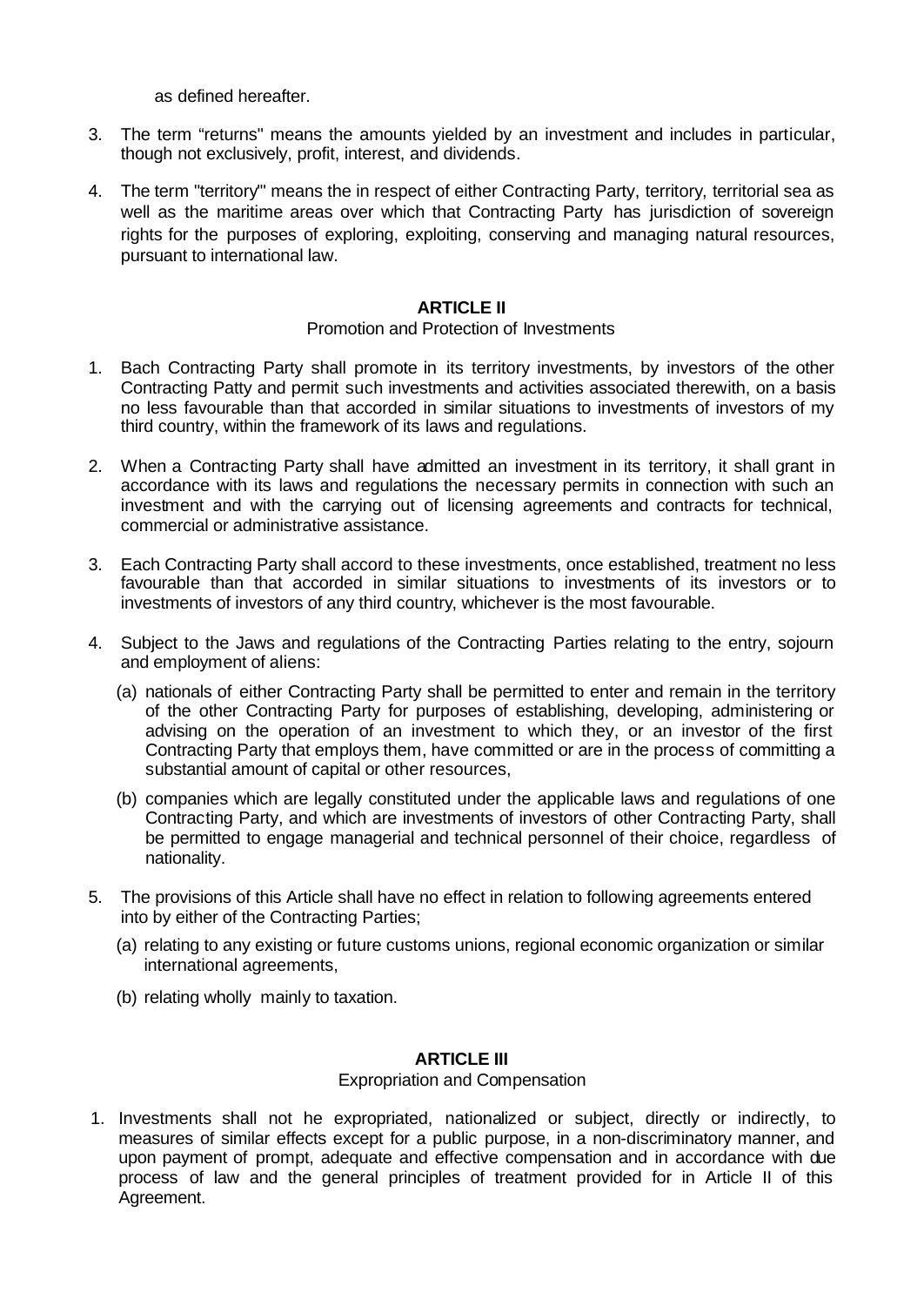as defined hereafter.

3. The term "returns" means the amounts yielded by an investment and includes in particular, though not exclusively, profit, interest, and dividends.

4. The term "territory"' means the in respect of either Contracting Party, territory, territorial sea as well as the maritime areas over which that Contracting Party has jurisdiction of sovereign rights for the purposes of exploring, exploiting, conserving and managing natural resources, pursuant to international law.

**ARTICLE II**

Promotion and Protection of Investments

1. Bach Contracting Party shall promote in its territory investments, by investors of the other Contracting Patty and permit such investments and activities associated therewith, on a basis no less favourable than that accorded in similar situations to investments of investors of my third country, within the framework of its laws and regulations.

2. When a Contracting Party shall have admitted an investment in its territory, it shall grant in accordance with its laws and regulations the necessary permits in connection with such an investment and with the carrying out of licensing agreements and contracts for technical, commercial or administrative assistance.

3. Each Contracting Party shall accord to these investments, once established, treatment no less favourable than that accorded in similar situations to investments of its investors or to investments of investors of any third country, whichever is the most favourable.

4. Subject to the Jaws and regulations of the Contracting Parties relating to the entry, sojourn and employment of aliens:

   (a) nationals of either Contracting Party shall be permitted to enter and remain in the territory of the other Contracting Party for purposes of establishing, developing, administering or advising on the operation of an investment to which they, or an investor of the first Contracting Party that employs them, have committed or are in the process of committing a substantial amount of capital or other resources,

   (b) companies which are legally constituted under the applicable laws and regulations of one Contracting Party, and which are investments of investors of other Contracting Party, shall be permitted to engage managerial and technical personnel of their choice, regardless of nationality.

5. The provisions of this Article shall have no effect in relation to following agreements entered into by either of the Contracting Parties;

   (a) relating to any existing or future customs unions, regional economic organization or similar international agreements,

   (b) relating wholly mainly to taxation.

**ARTICLE III**

Expropriation and Compensation

1. Investments shall not he expropriated, nationalized or subject, directly or indirectly, to measures of similar effects except for a public purpose, in a non-discriminatory manner, and upon payment of prompt, adequate and effective compensation and in accordance with due process of law and the general principles of treatment provided for in Article II of this Agreement.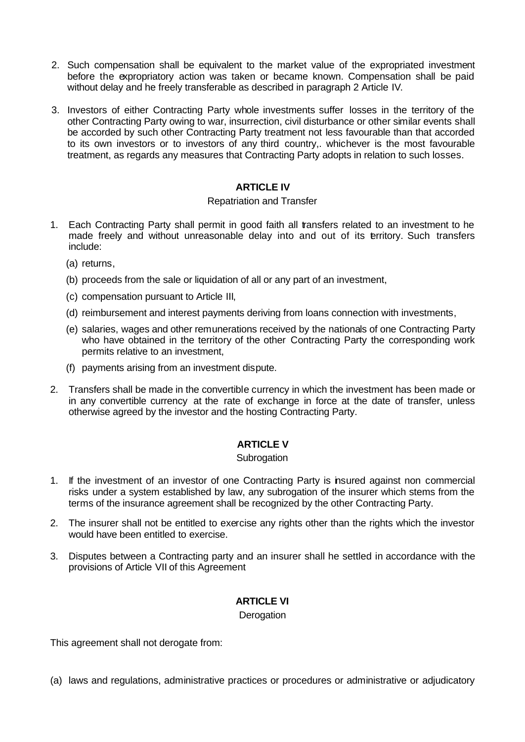2. Such compensation shall be equivalent to the market value of the expropriated investment before the expropriatory action was taken or became known. Compensation shall be paid without delay and he freely transferable as described in paragraph 2 Article IV.

3. Investors of either Contracting Party whole investments suffer losses in the territory of the other Contracting Party owing to war, insurrection, civil disturbance or other similar events shall be accorded by such other Contracting Party treatment not less favourable than that accorded to its own investors or to investors of any third country,. whichever is the most favourable treatment, as regards any measures that Contracting Party adopts in relation to such losses.

## ARTICLE IV

Repatriation and Transfer

1. Each Contracting Party shall permit in good faith all transfers related to an investment to he made freely and without unreasonable delay into and out of its territory. Such transfers include:

   (a) returns,

   (b) proceeds from the sale or liquidation of all or any part of an investment,

   (c) compensation pursuant to Article III,

   (d) reimbursement and interest payments deriving from loans connection with investments,

   (e) salaries, wages and other remunerations received by the nationals of one Contracting Party who have obtained in the territory of the other Contracting Party the corresponding work permits relative to an investment,

   (f) payments arising from an investment dispute.

2. Transfers shall be made in the convertible currency in which the investment has been made or in any convertible currency at the rate of exchange in force at the date of transfer, unless otherwise agreed by the investor and the hosting Contracting Party.

## ARTICLE V

Subrogation

1. If the investment of an investor of one Contracting Party is insured against non commercial risks under a system established by law, any subrogation of the insurer which stems from the terms of the insurance agreement shall be recognized by the other Contracting Party.

2. The insurer shall not be entitled to exercise any rights other than the rights which the investor would have been entitled to exercise.

3. Disputes between a Contracting party and an insurer shall he settled in accordance with the provisions of Article VII of this Agreement

## ARTICLE VI

Derogation

This agreement shall not derogate from:

(a) laws and regulations, administrative practices or procedures or administrative or adjudicatory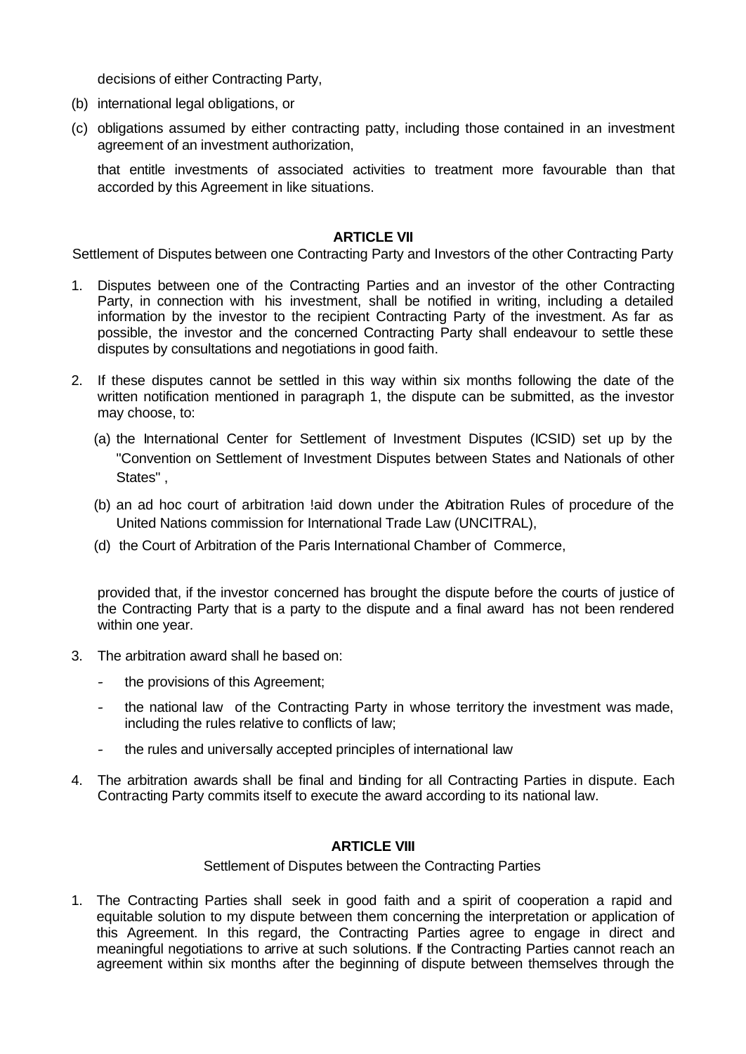decisions of either Contracting Party,

(b) international legal obligations, or

(c) obligations assumed by either contracting patty, including those contained in an investment agreement of an investment authorization,

that entitle investments of associated activities to treatment more favourable than that accorded by this Agreement in like situations.

**ARTICLE VII**

Settlement of Disputes between one Contracting Party and Investors of the other Contracting Party

1. Disputes between one of the Contracting Parties and an investor of the other Contracting Party, in connection with his investment, shall be notified in writing, including a detailed information by the investor to the recipient Contracting Party of the investment. As far as possible, the investor and the concerned Contracting Party shall endeavour to settle these disputes by consultations and negotiations in good faith.

2. If these disputes cannot be settled in this way within six months following the date of the written notification mentioned in paragraph 1, the dispute can be submitted, as the investor may choose, to:

   (a) the International Center for Settlement of Investment Disputes (ICSID) set up by the "Convention on Settlement of Investment Disputes between States and Nationals of other States" ,

   (b) an ad hoc court of arbitration !aid down under the Arbitration Rules of procedure of the United Nations commission for International Trade Law (UNCITRAL),

   (d) the Court of Arbitration of the Paris International Chamber of Commerce,

   provided that, if the investor concerned has brought the dispute before the courts of justice of the Contracting Party that is a party to the dispute and a final award has not been rendered within one year.

3. The arbitration award shall he based on:

   - the provisions of this Agreement;
   - the national law of the Contracting Party in whose territory the investment was made, including the rules relative to conflicts of law;
   - the rules and universally accepted principles of international law

4. The arbitration awards shall be final and binding for all Contracting Parties in dispute. Each Contracting Party commits itself to execute the award according to its national law.

**ARTICLE VIII**

Settlement of Disputes between the Contracting Parties

1. The Contracting Parties shall seek in good faith and a spirit of cooperation a rapid and equitable solution to my dispute between them concerning the interpretation or application of this Agreement. In this regard, the Contracting Parties agree to engage in direct and meaningful negotiations to arrive at such solutions. If the Contracting Parties cannot reach an agreement within six months after the beginning of dispute between themselves through the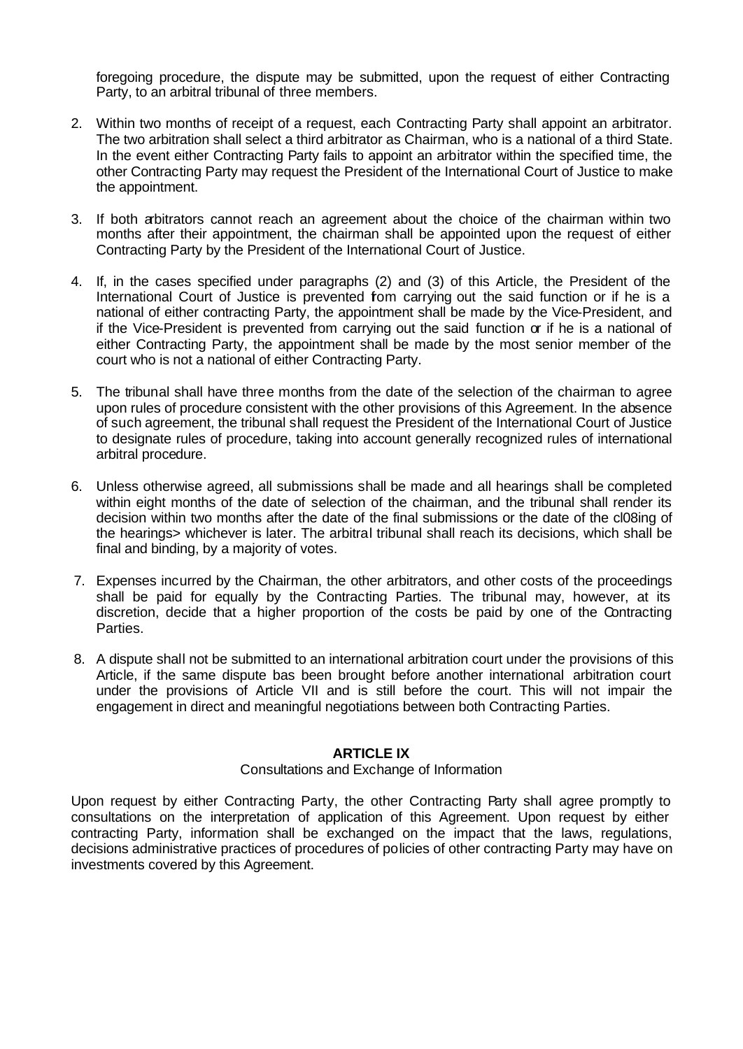foregoing procedure, the dispute may be submitted, upon the request of either Contracting Party, to an arbitral tribunal of three members.

2. Within two months of receipt of a request, each Contracting Party shall appoint an arbitrator. The two arbitration shall select a third arbitrator as Chairman, who is a national of a third State. In the event either Contracting Party fails to appoint an arbitrator within the specified time, the other Contracting Party may request the President of the International Court of Justice to make the appointment.

3. If both arbitrators cannot reach an agreement about the choice of the chairman within two months after their appointment, the chairman shall be appointed upon the request of either Contracting Party by the President of the International Court of Justice.

4. If, in the cases specified under paragraphs (2) and (3) of this Article, the President of the International Court of Justice is prevented from carrying out the said function or if he is a national of either contracting Party, the appointment shall be made by the Vice-President, and if the Vice-President is prevented from carrying out the said function or if he is a national of either Contracting Party, the appointment shall be made by the most senior member of the court who is not a national of either Contracting Party.

5. The tribunal shall have three months from the date of the selection of the chairman to agree upon rules of procedure consistent with the other provisions of this Agreement. In the absence of such agreement, the tribunal shall request the President of the International Court of Justice to designate rules of procedure, taking into account generally recognized rules of international arbitral procedure.

6. Unless otherwise agreed, all submissions shall be made and all hearings shall be completed within eight months of the date of selection of the chairman, and the tribunal shall render its decision within two months after the date of the final submissions or the date of the cl08ing of the hearings> whichever is later. The arbitral tribunal shall reach its decisions, which shall be final and binding, by a majority of votes.

7. Expenses incurred by the Chairman, the other arbitrators, and other costs of the proceedings shall be paid for equally by the Contracting Parties. The tribunal may, however, at its discretion, decide that a higher proportion of the costs be paid by one of the Contracting Parties.

8. A dispute shall not be submitted to an international arbitration court under the provisions of this Article, if the same dispute bas been brought before another international arbitration court under the provisions of Article VII and is still before the court. This will not impair the engagement in direct and meaningful negotiations between both Contracting Parties.

**ARTICLE IX**

Consultations and Exchange of Information

Upon request by either Contracting Party, the other Contracting Party shall agree promptly to consultations on the interpretation of application of this Agreement. Upon request by either contracting Party, information shall be exchanged on the impact that the laws, regulations, decisions administrative practices of procedures of policies of other contracting Party may have on investments covered by this Agreement.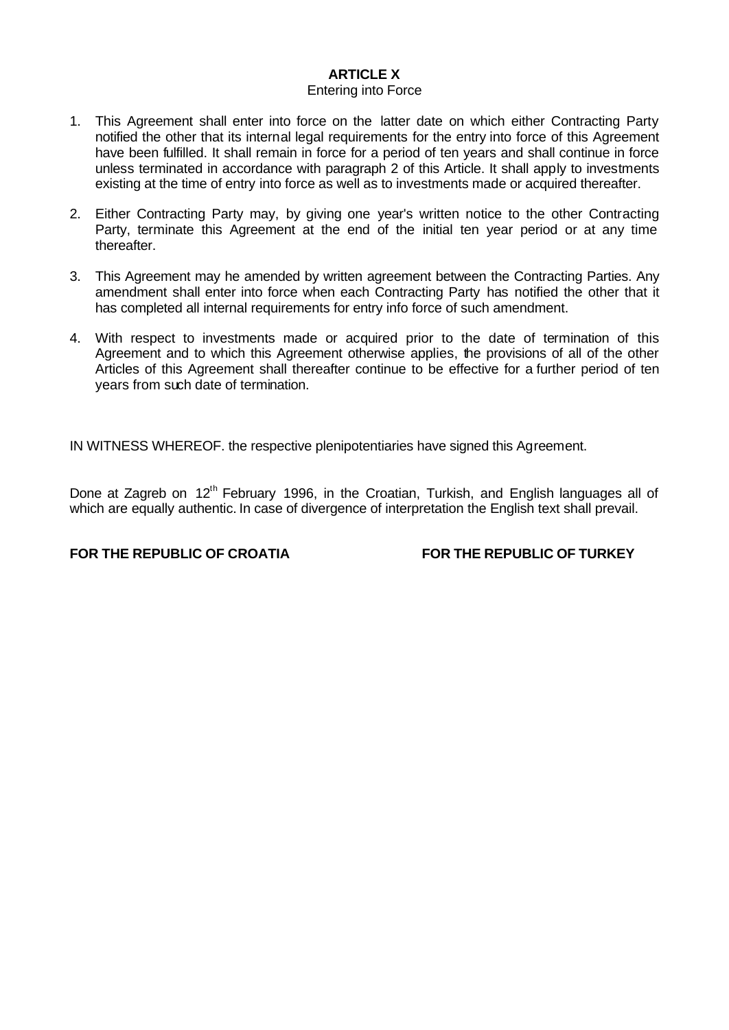**ARTICLE X**

Entering into Force

1. This Agreement shall enter into force on the latter date on which either Contracting Party notified the other that its internal legal requirements for the entry into force of this Agreement have been fulfilled. It shall remain in force for a period of ten years and shall continue in force unless terminated in accordance with paragraph 2 of this Article. It shall apply to investments existing at the time of entry into force as well as to investments made or acquired thereafter.

2. Either Contracting Party may, by giving one year's written notice to the other Contracting Party, terminate this Agreement at the end of the initial ten year period or at any time thereafter.

3. This Agreement may he amended by written agreement between the Contracting Parties. Any amendment shall enter into force when each Contracting Party has notified the other that it has completed all internal requirements for entry info force of such amendment.

4. With respect to investments made or acquired prior to the date of termination of this Agreement and to which this Agreement otherwise applies, the provisions of all of the other Articles of this Agreement shall thereafter continue to be effective for a further period of ten years from such date of termination.

IN WITNESS WHEREOF. the respective plenipotentiaries have signed this Agreement.

Done at Zagreb on 12th February 1996, in the Croatian, Turkish, and English languages all of which are equally authentic. In case of divergence of interpretation the English text shall prevail.

**FOR THE REPUBLIC OF CROATIA** **FOR THE REPUBLIC OF TURKEY**